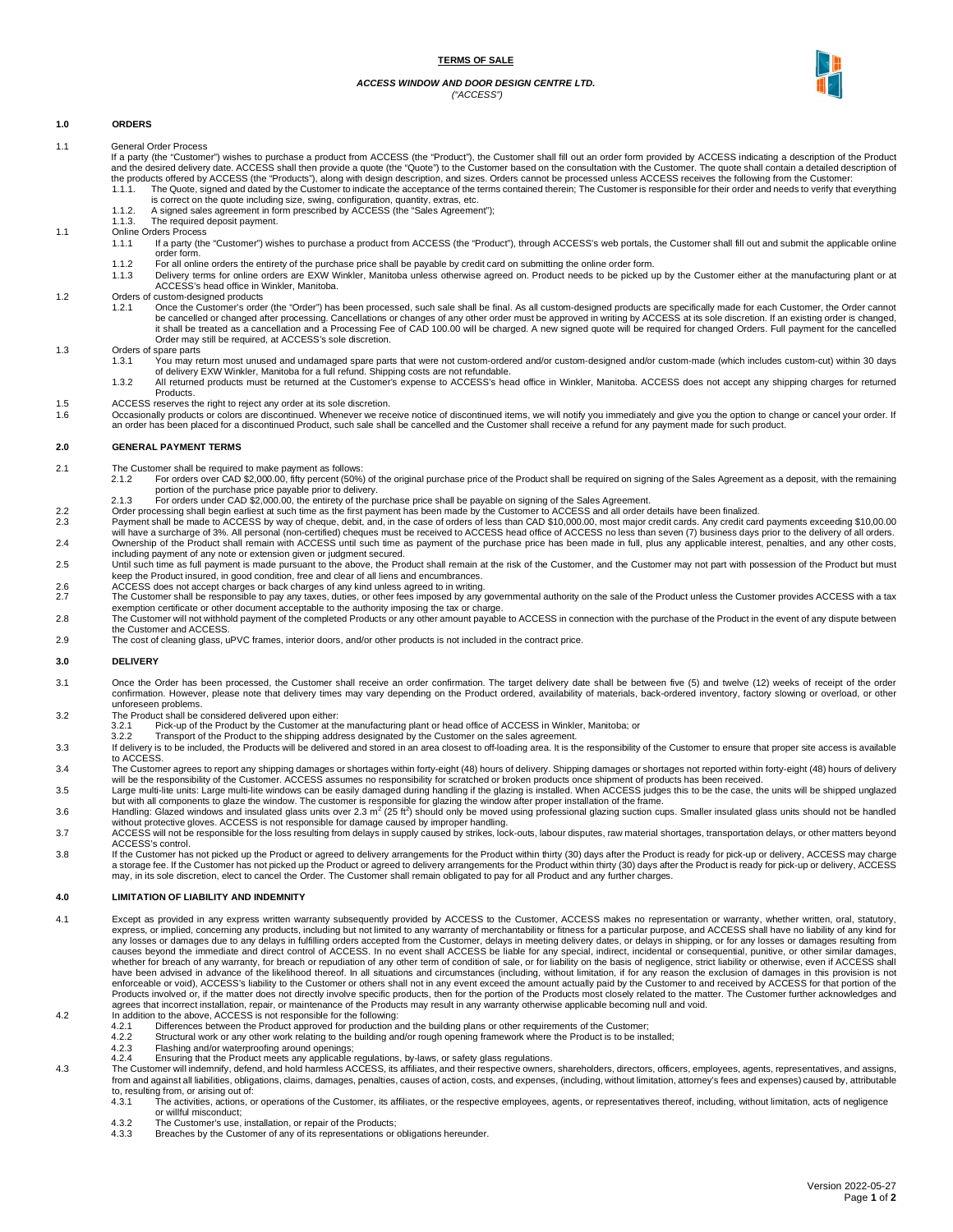**TERMS OF SALE**

***ACCESS WINDOW AND DOOR DESIGN CENTRE LTD.***
*("ACCESS")*

## 1.0 ORDERS

1.1 General Order Process

If a party (the "Customer") wishes to purchase a product from ACCESS (the "Product"), the Customer shall fill out an order form provided by ACCESS indicating a description of the Product and the desired delivery date. ACCESS shall then provide a quote (the "Quote") to the Customer based on the consultation with the Customer. The quote shall contain a detailed description of the products offered by ACCESS (the "Products"), along with design description, and sizes. Orders cannot be processed unless ACCESS receives the following from the Customer:

1.1.1. The Quote, signed and dated by the Customer to indicate the acceptance of the terms contained therein; The Customer is responsible for their order and needs to verify that everything is correct on the quote including size, swing, configuration, quantity, extras, etc.

1.1.2. A signed sales agreement in form prescribed by ACCESS (the "Sales Agreement");

1.1.3. The required deposit payment.

1.1 Online Orders Process

1.1.1 If a party (the "Customer") wishes to purchase a product from ACCESS (the "Product"), through ACCESS's web portals, the Customer shall fill out and submit the applicable online order form.

1.1.2 For all online orders the entirety of the purchase price shall be payable by credit card on submitting the online order form.

1.1.3 Delivery terms for online orders are EXW Winkler, Manitoba unless otherwise agreed on. Product needs to be picked up by the Customer either at the manufacturing plant or at ACCESS's head office in Winkler, Manitoba.

1.2 Orders of custom-designed products

1.2.1 Once the Customer's order (the "Order") has been processed, such sale shall be final. As all custom-designed products are specifically made for each Customer, the Order cannot be cancelled or changed after processing. Cancellations or changes of any other order must be approved in writing by ACCESS at its sole discretion. If an existing order is changed, it shall be treated as a cancellation and a Processing Fee of CAD 100.00 will be charged. A new signed quote will be required for changed Orders. Full payment for the cancelled Order may still be required, at ACCESS's sole discretion.

1.3 Orders of spare parts

1.3.1 You may return most unused and undamaged spare parts that were not custom-ordered and/or custom-designed and/or custom-made (which includes custom-cut) within 30 days of delivery EXW Winkler, Manitoba for a full refund. Shipping costs are not refundable.

1.3.2 All returned products must be returned at the Customer's expense to ACCESS's head office in Winkler, Manitoba. ACCESS does not accept any shipping charges for returned Products.

1.5 ACCESS reserves the right to reject any order at its sole discretion.

1.6 Occasionally products or colors are discontinued. Whenever we receive notice of discontinued items, we will notify you immediately and give you the option to change or cancel your order. If an order has been placed for a discontinued Product, such sale shall be cancelled and the Customer shall receive a refund for any payment made for such product.

## 2.0 GENERAL PAYMENT TERMS

2.1 The Customer shall be required to make payment as follows:

2.1.2 For orders over CAD $2,000.00, fifty percent (50%) of the original purchase price of the Product shall be required on signing of the Sales Agreement as a deposit, with the remaining portion of the purchase price payable prior to delivery.

2.1.3 For orders under CAD $2,000.00, the entirety of the purchase price shall be payable on signing of the Sales Agreement.

2.2 Order processing shall begin earliest at such time as the first payment has been made by the Customer to ACCESS and all order details have been finalized.

2.3 Payment shall be made to ACCESS by way of cheque, debit, and, in the case of orders of less than CAD $10,000.00, most major credit cards. Any credit card payments exceeding $10,00.00 will have a surcharge of 3%. All personal (non-certified) cheques must be received to ACCESS head office of ACCESS no less than seven (7) business days prior to the delivery of all orders.

2.4 Ownership of the Product shall remain with ACCESS until such time as payment of the purchase price has been made in full, plus any applicable interest, penalties, and any other costs, including payment of any note or extension given or judgment secured.

2.5 Until such time as full payment is made pursuant to the above, the Product shall remain at the risk of the Customer, and the Customer may not part with possession of the Product but must keep the Product insured, in good condition, free and clear of all liens and encumbrances.

2.6 ACCESS does not accept charges or back charges of any kind unless agreed to in writing.

2.7 The Customer shall be responsible to pay any taxes, duties, or other fees imposed by any governmental authority on the sale of the Product unless the Customer provides ACCESS with a tax exemption certificate or other document acceptable to the authority imposing the tax or charge.

2.8 The Customer will not withhold payment of the completed Products or any other amount payable to ACCESS in connection with the purchase of the Product in the event of any dispute between the Customer and ACCESS.

2.9 The cost of cleaning glass, uPVC frames, interior doors, and/or other products is not included in the contract price.

## 3.0 DELIVERY

3.1 Once the Order has been processed, the Customer shall receive an order confirmation. The target delivery date shall be between five (5) and twelve (12) weeks of receipt of the order confirmation. However, please note that delivery times may vary depending on the Product ordered, availability of materials, back-ordered inventory, factory slowing or overload, or other unforeseen problems.

3.2 The Product shall be considered delivered upon either:

3.2.1 Pick-up of the Product by the Customer at the manufacturing plant or head office of ACCESS in Winkler, Manitoba; or

3.2.2 Transport of the Product to the shipping address designated by the Customer on the sales agreement.

3.3 If delivery is to be included, the Products will be delivered and stored in an area closest to off-loading area. It is the responsibility of the Customer to ensure that proper site access is available to ACCESS.

3.4 The Customer agrees to report any shipping damages or shortages within forty-eight (48) hours of delivery. Shipping damages or shortages not reported within forty-eight (48) hours of delivery will be the responsibility of the Customer. ACCESS assumes no responsibility for scratched or broken products once shipment of products has been received.

3.5 Large multi-lite units: Large multi-lite windows can be easily damaged during handling if the glazing is installed. When ACCESS judges this to be the case, the units will be shipped unglazed but with all components to glaze the window. The customer is responsible for glazing the window after proper installation of the frame.

3.6 Handling: Glazed windows and insulated glass units over 2.3 $m^2$ (25 $ft^2$) should only be moved using professional glazing suction cups. Smaller insulated glass units should not be handled without protective gloves. ACCESS is not responsible for damage caused by improper handling.

3.7 ACCESS will not be responsible for the loss resulting from delays in supply caused by strikes, lock-outs, labour disputes, raw material shortages, transportation delays, or other matters beyond ACCESS's control.

3.8 If the Customer has not picked up the Product or agreed to delivery arrangements for the Product within thirty (30) days after the Product is ready for pick-up or delivery, ACCESS may charge a storage fee. If the Customer has not picked up the Product or agreed to delivery arrangements for the Product within thirty (30) days after the Product is ready for pick-up or delivery, ACCESS may, in its sole discretion, elect to cancel the Order. The Customer shall remain obligated to pay for all Product and any further charges.

## 4.0 LIMITATION OF LIABILITY AND INDEMNITY

4.1 Except as provided in any express written warranty subsequently provided by ACCESS to the Customer, ACCESS makes no representation or warranty, whether written, oral, statutory, express, or implied, concerning any products, including but not limited to any warranty of merchantability or fitness for a particular purpose, and ACCESS shall have no liability of any kind for any losses or damages due to any delays in fulfilling orders accepted from the Customer, delays in meeting delivery dates, or delays in shipping, or for any losses or damages resulting from causes beyond the immediate and direct control of ACCESS. In no event shall ACCESS be liable for any special, indirect, incidental or consequential, punitive, or other similar damages, whether for breach of any warranty, for breach or repudiation of any other term of condition of sale, or for liability on the basis of negligence, strict liability or otherwise, even if ACCESS shall have been advised in advance of the likelihood thereof. In all situations and circumstances (including, without limitation, if for any reason the exclusion of damages in this provision is not enforceable or void), ACCESS's liability to the Customer or others shall not in any event exceed the amount actually paid by the Customer to and received by ACCESS for that portion of the Products involved or, if the matter does not directly involve specific products, then for the portion of the Products most closely related to the matter. The Customer further acknowledges and agrees that incorrect installation, repair, or maintenance of the Products may result in any warranty otherwise applicable becoming null and void.

4.2 In addition to the above, ACCESS is not responsible for the following:

4.2.1 Differences between the Product approved for production and the building plans or other requirements of the Customer;

4.2.2 Structural work or any other work relating to the building and/or rough opening framework where the Product is to be installed;

4.2.3 Flashing and/or waterproofing around openings;

4.2.4 Ensuring that the Product meets any applicable regulations, by-laws, or safety glass regulations.

4.3 The Customer will indemnify, defend, and hold harmless ACCESS, its affiliates, and their respective owners, shareholders, directors, officers, employees, agents, representatives, and assigns, from and against all liabilities, obligations, claims, damages, penalties, causes of action, costs, and expenses, (including, without limitation, attorney's fees and expenses) caused by, attributable to, resulting from, or arising out of:

4.3.1 The activities, actions, or operations of the Customer, its affiliates, or the respective employees, agents, or representatives thereof, including, without limitation, acts of negligence or willful misconduct;

4.3.2 The Customer's use, installation, or repair of the Products;

4.3.3 Breaches by the Customer of any of its representations or obligations hereunder.

Version 2022-05-27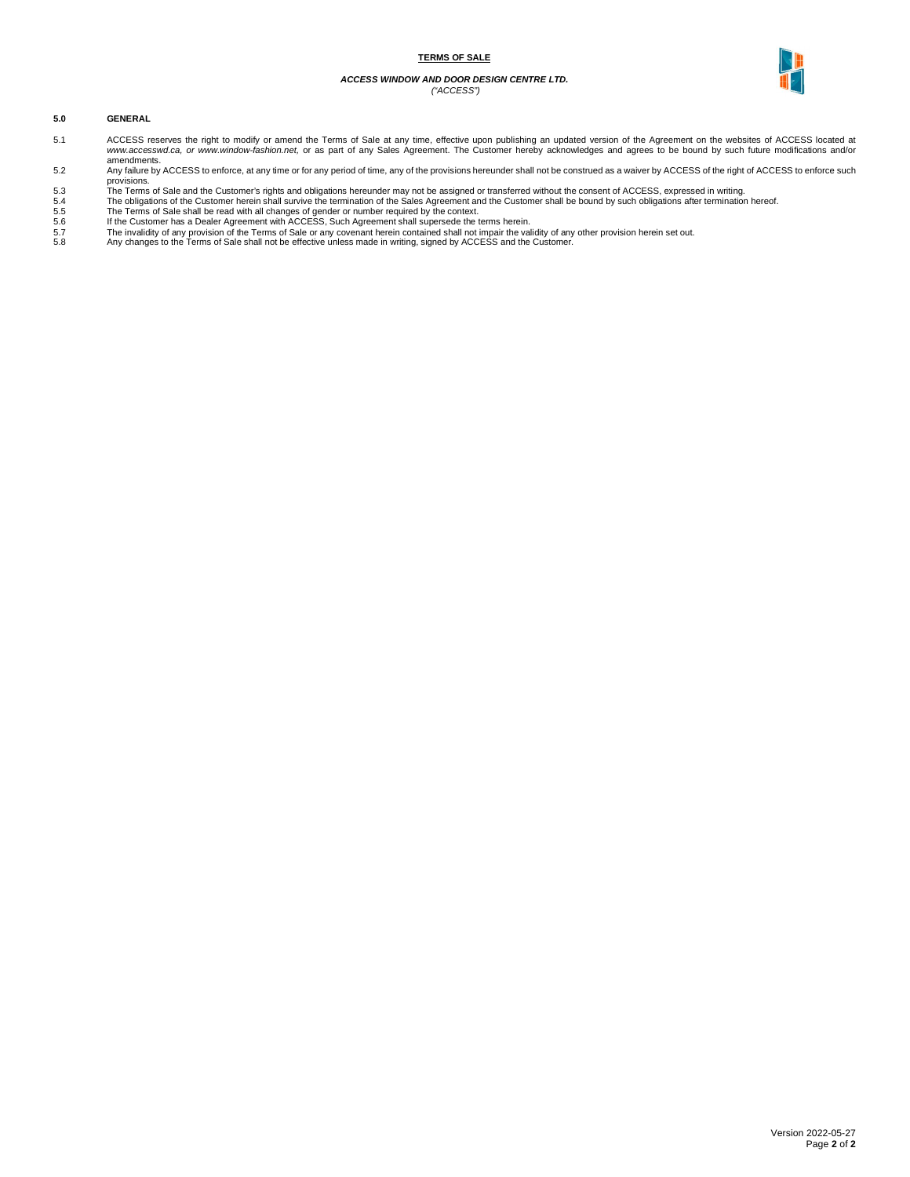**TERMS OF SALE**

***ACCESS WINDOW AND DOOR DESIGN CENTRE LTD.***
*("ACCESS")*

**5.0 GENERAL**

5.1 ACCESS reserves the right to modify or amend the Terms of Sale at any time, effective upon publishing an updated version of the Agreement on the websites of ACCESS located at *www.accesswd.ca, or www.window-fashion.net,* or as part of any Sales Agreement. The Customer hereby acknowledges and agrees to be bound by such future modifications and/or amendments.

5.2 Any failure by ACCESS to enforce, at any time or for any period of time, any of the provisions hereunder shall not be construed as a waiver by ACCESS of the right of ACCESS to enforce such provisions.

5.3 The Terms of Sale and the Customer's rights and obligations hereunder may not be assigned or transferred without the consent of ACCESS, expressed in writing.

5.4 The obligations of the Customer herein shall survive the termination of the Sales Agreement and the Customer shall be bound by such obligations after termination hereof.

5.5 The Terms of Sale shall be read with all changes of gender or number required by the context.

5.6 If the Customer has a Dealer Agreement with ACCESS, Such Agreement shall supersede the terms herein.

5.7 The invalidity of any provision of the Terms of Sale or any covenant herein contained shall not impair the validity of any other provision herein set out.

5.8 Any changes to the Terms of Sale shall not be effective unless made in writing, signed by ACCESS and the Customer.

Version 2022-05-27